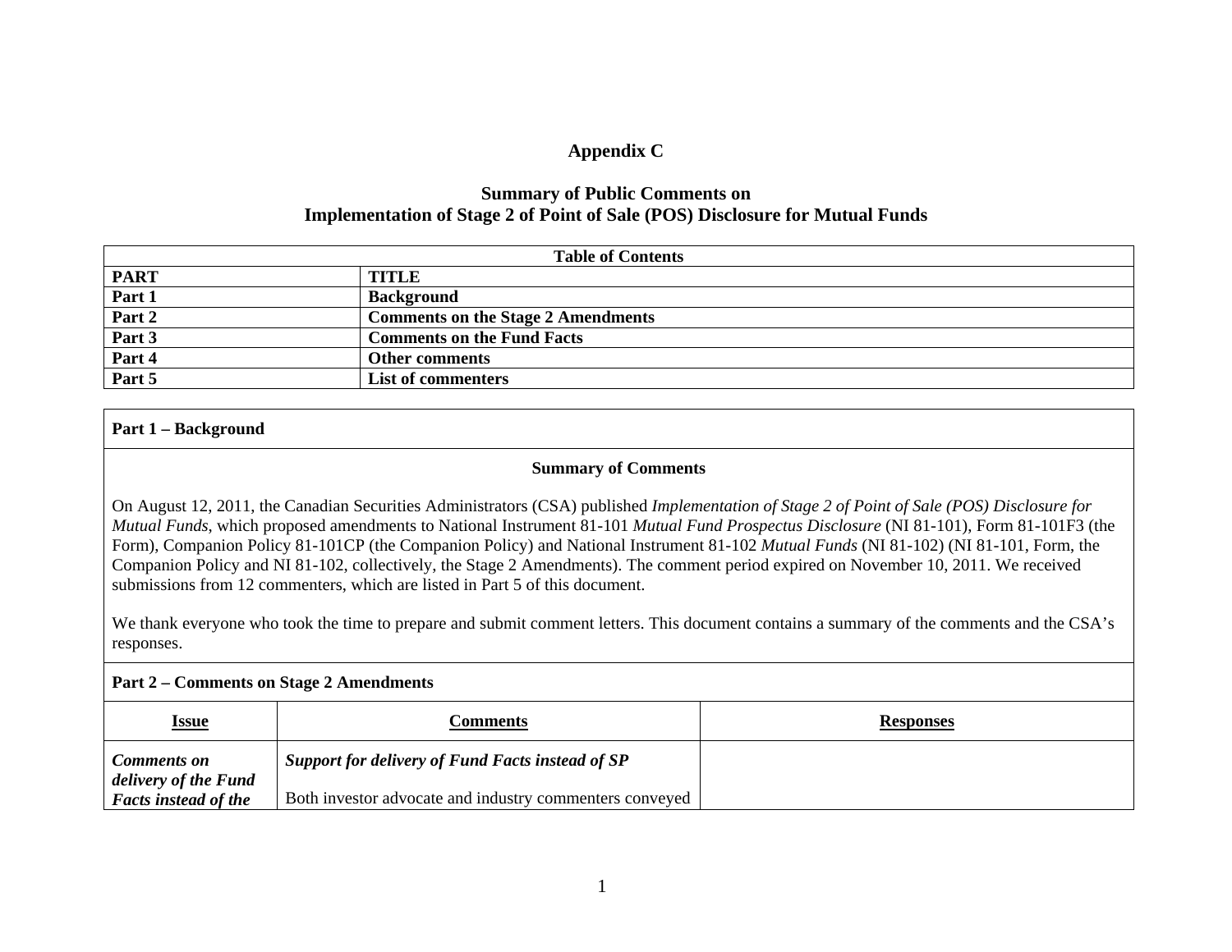# Appendix C

## Summary of Public Comments on Implementation of Stage 2 of Point of Sale (POS) Disclosure for Mutual Funds

| Table of Contents | |
|---|---|
| **PART** | **TITLE** |
| **Part 1** | **Background** |
| **Part 2** | **Comments on the Stage 2 Amendments** |
| **Part 3** | **Comments on the Fund Facts** |
| **Part 4** | **Other comments** |
| **Part 5** | **List of commenters** |

**Part 1 – Background**

**Summary of Comments**

On August 12, 2011, the Canadian Securities Administrators (CSA) published *Implementation of Stage 2 of Point of Sale (POS) Disclosure for Mutual Funds*, which proposed amendments to National Instrument 81-101 *Mutual Fund Prospectus Disclosure* (NI 81-101), Form 81-101F3 (the Form), Companion Policy 81-101CP (the Companion Policy) and National Instrument 81-102 *Mutual Funds* (NI 81-102) (NI 81-101, Form, the Companion Policy and NI 81-102, collectively, the Stage 2 Amendments). The comment period expired on November 10, 2011. We received submissions from 12 commenters, which are listed in Part 5 of this document.

We thank everyone who took the time to prepare and submit comment letters. This document contains a summary of the comments and the CSA's responses.

**Part 2 – Comments on Stage 2 Amendments**

| Issue | Comments | Responses |
|---|---|---|
| ***Comments on delivery of the Fund Facts instead of the*** | ***Support for delivery of Fund Facts instead of SP***<br><br>Both investor advocate and industry commenters conveyed | |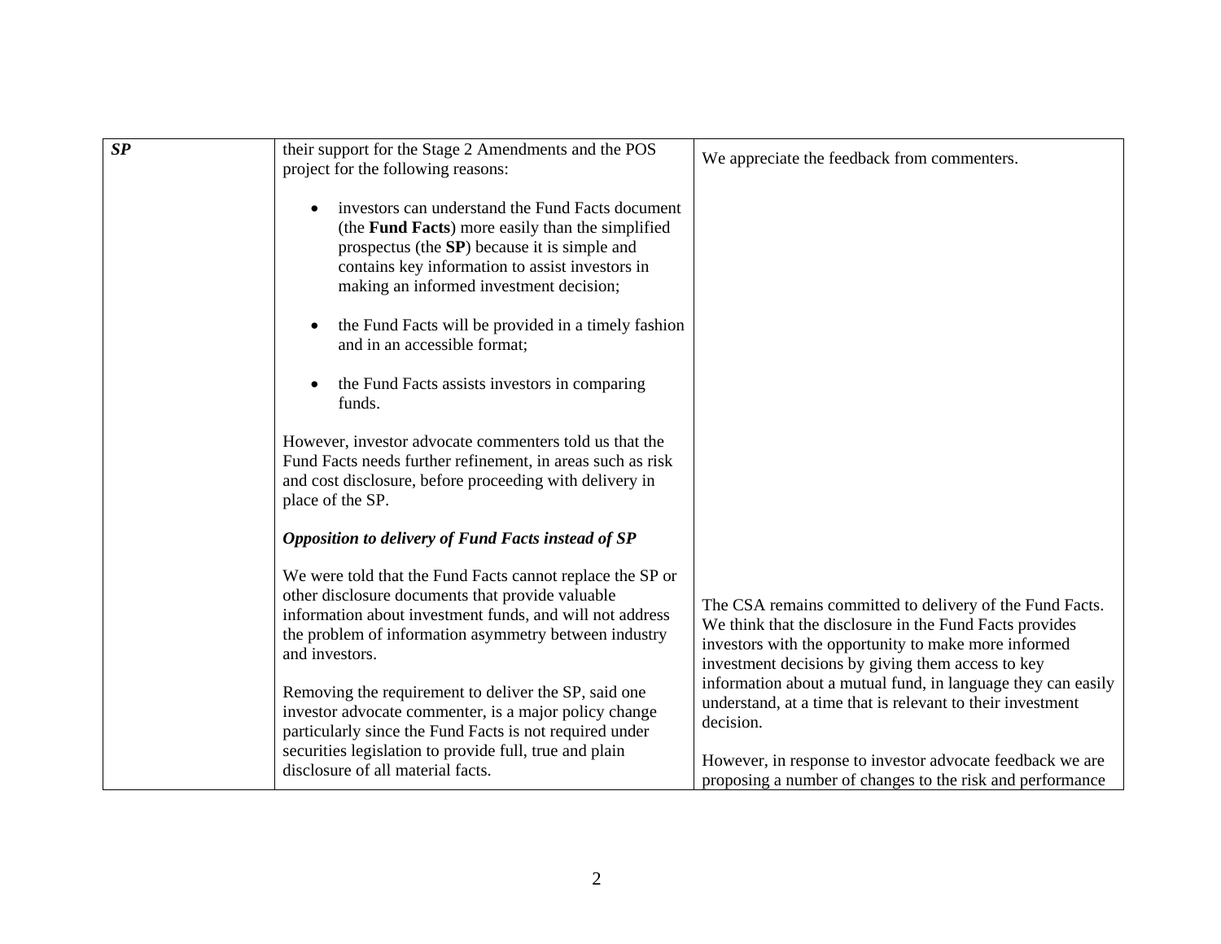| | | |
|---|---|---|
| ***SP*** | their support for the Stage 2 Amendments and the POS project for the following reasons:<br><br>• investors can understand the Fund Facts document (the **Fund Facts**) more easily than the simplified prospectus (the **SP**) because it is simple and contains key information to assist investors in making an informed investment decision;<br><br>• the Fund Facts will be provided in a timely fashion and in an accessible format;<br><br>• the Fund Facts assists investors in comparing funds.<br><br>However, investor advocate commenters told us that the Fund Facts needs further refinement, in areas such as risk and cost disclosure, before proceeding with delivery in place of the SP.<br><br>***Opposition to delivery of Fund Facts instead of SP***<br><br>We were told that the Fund Facts cannot replace the SP or other disclosure documents that provide valuable information about investment funds, and will not address the problem of information asymmetry between industry and investors.<br><br>Removing the requirement to deliver the SP, said one investor advocate commenter, is a major policy change particularly since the Fund Facts is not required under securities legislation to provide full, true and plain disclosure of all material facts. | We appreciate the feedback from commenters.<br><br>The CSA remains committed to delivery of the Fund Facts. We think that the disclosure in the Fund Facts provides investors with the opportunity to make more informed investment decisions by giving them access to key information about a mutual fund, in language they can easily understand, at a time that is relevant to their investment decision.<br><br>However, in response to investor advocate feedback we are proposing a number of changes to the risk and performance |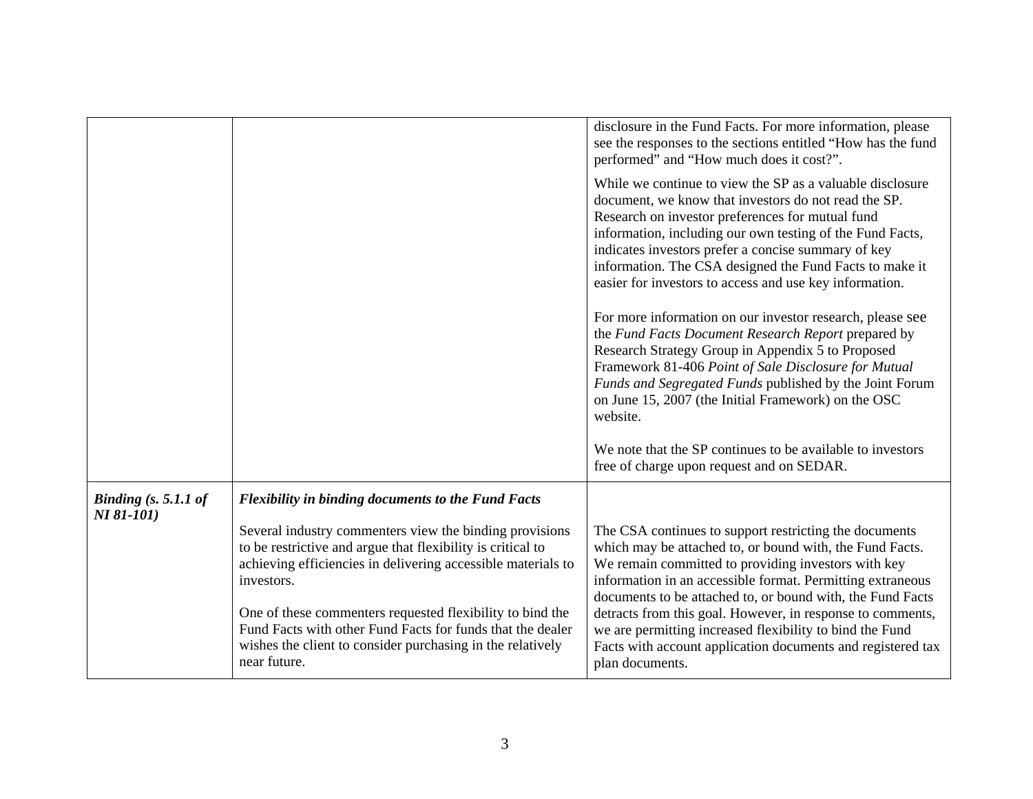| | | |
|---|---|---|
| | | disclosure in the Fund Facts. For more information, please see the responses to the sections entitled "How has the fund performed" and "How much does it cost?".<br><br>While we continue to view the SP as a valuable disclosure document, we know that investors do not read the SP. Research on investor preferences for mutual fund information, including our own testing of the Fund Facts, indicates investors prefer a concise summary of key information. The CSA designed the Fund Facts to make it easier for investors to access and use key information.<br><br>For more information on our investor research, please see the *Fund Facts Document Research Report* prepared by Research Strategy Group in Appendix 5 to Proposed Framework 81-406 *Point of Sale Disclosure for Mutual Funds and Segregated Funds* published by the Joint Forum on June 15, 2007 (the Initial Framework) on the OSC website.<br><br>We note that the SP continues to be available to investors free of charge upon request and on SEDAR. |
| ***Binding (s. 5.1.1 of NI 81-101)*** | ***Flexibility in binding documents to the Fund Facts***<br><br>Several industry commenters view the binding provisions to be restrictive and argue that flexibility is critical to achieving efficiencies in delivering accessible materials to investors.<br><br>One of these commenters requested flexibility to bind the Fund Facts with other Fund Facts for funds that the dealer wishes the client to consider purchasing in the relatively near future. | The CSA continues to support restricting the documents which may be attached to, or bound with, the Fund Facts. We remain committed to providing investors with key information in an accessible format. Permitting extraneous documents to be attached to, or bound with, the Fund Facts detracts from this goal. However, in response to comments, we are permitting increased flexibility to bind the Fund Facts with account application documents and registered tax plan documents. |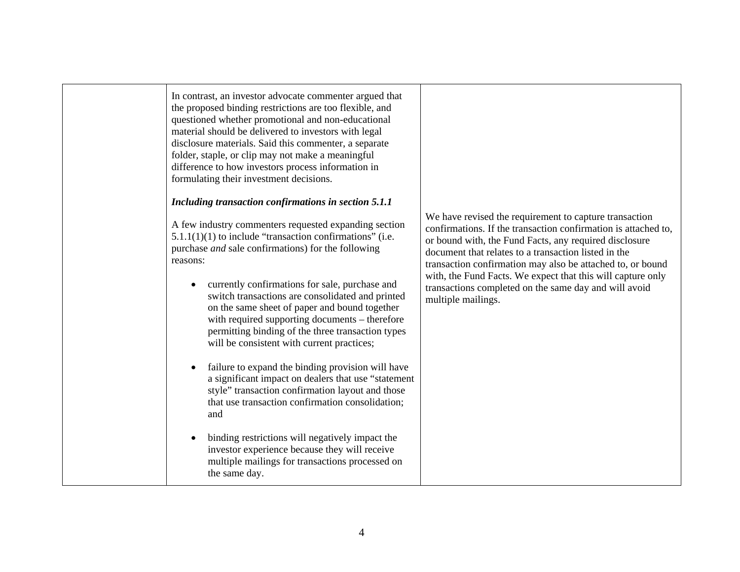| | | |
|---|---|---|
| | In contrast, an investor advocate commenter argued that the proposed binding restrictions are too flexible, and questioned whether promotional and non-educational material should be delivered to investors with legal disclosure materials. Said this commenter, a separate folder, staple, or clip may not make a meaningful difference to how investors process information in formulating their investment decisions.<br><br>***Including transaction confirmations in section 5.1.1***<br><br>A few industry commenters requested expanding section 5.1.1(1)(1) to include "transaction confirmations" (i.e. purchase *and* sale confirmations) for the following reasons:<br><br>• currently confirmations for sale, purchase and switch transactions are consolidated and printed on the same sheet of paper and bound together with required supporting documents – therefore permitting binding of the three transaction types will be consistent with current practices;<br><br>• failure to expand the binding provision will have a significant impact on dealers that use "statement style" transaction confirmation layout and those that use transaction confirmation consolidation; and<br><br>• binding restrictions will negatively impact the investor experience because they will receive multiple mailings for transactions processed on the same day. | We have revised the requirement to capture transaction confirmations. If the transaction confirmation is attached to, or bound with, the Fund Facts, any required disclosure document that relates to a transaction listed in the transaction confirmation may also be attached to, or bound with, the Fund Facts. We expect that this will capture only transactions completed on the same day and will avoid multiple mailings. |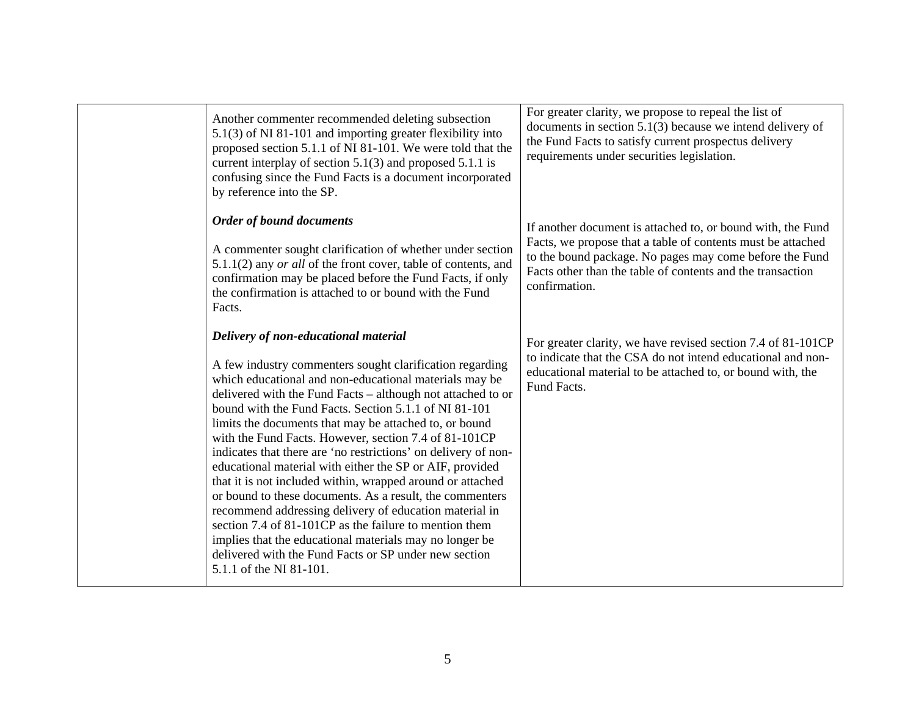| | | |
|---|---|---|
| | Another commenter recommended deleting subsection 5.1(3) of NI 81-101 and importing greater flexibility into proposed section 5.1.1 of NI 81-101. We were told that the current interplay of section 5.1(3) and proposed 5.1.1 is confusing since the Fund Facts is a document incorporated by reference into the SP. | For greater clarity, we propose to repeal the list of documents in section 5.1(3) because we intend delivery of the Fund Facts to satisfy current prospectus delivery requirements under securities legislation. |
| | ***Order of bound documents***<br><br>A commenter sought clarification of whether under section 5.1.1(2) any *or all* of the front cover, table of contents, and confirmation may be placed before the Fund Facts, if only the confirmation is attached to or bound with the Fund Facts. | If another document is attached to, or bound with, the Fund Facts, we propose that a table of contents must be attached to the bound package. No pages may come before the Fund Facts other than the table of contents and the transaction confirmation. |
| | ***Delivery of non-educational material***<br><br>A few industry commenters sought clarification regarding which educational and non-educational materials may be delivered with the Fund Facts – although not attached to or bound with the Fund Facts. Section 5.1.1 of NI 81-101 limits the documents that may be attached to, or bound with the Fund Facts. However, section 7.4 of 81-101CP indicates that there are 'no restrictions' on delivery of non-educational material with either the SP or AIF, provided that it is not included within, wrapped around or attached or bound to these documents. As a result, the commenters recommend addressing delivery of education material in section 7.4 of 81-101CP as the failure to mention them implies that the educational materials may no longer be delivered with the Fund Facts or SP under new section 5.1.1 of the NI 81-101. | For greater clarity, we have revised section 7.4 of 81-101CP to indicate that the CSA do not intend educational and non-educational material to be attached to, or bound with, the Fund Facts. |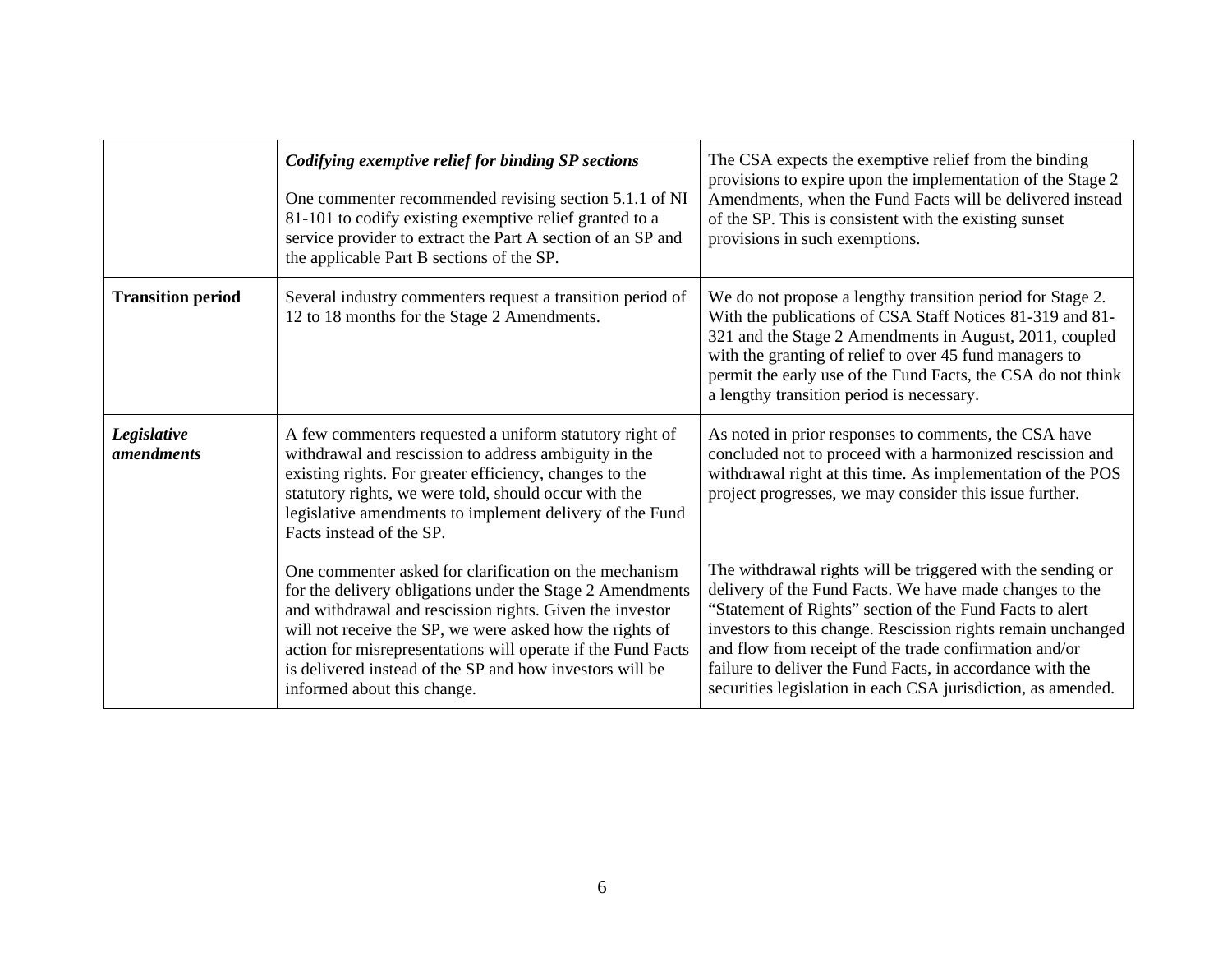| | | |
|---|---|---|
| | ***Codifying exemptive relief for binding SP sections***<br><br>One commenter recommended revising section 5.1.1 of NI 81-101 to codify existing exemptive relief granted to a service provider to extract the Part A section of an SP and the applicable Part B sections of the SP. | The CSA expects the exemptive relief from the binding provisions to expire upon the implementation of the Stage 2 Amendments, when the Fund Facts will be delivered instead of the SP. This is consistent with the existing sunset provisions in such exemptions. |
| **Transition period** | Several industry commenters request a transition period of 12 to 18 months for the Stage 2 Amendments. | We do not propose a lengthy transition period for Stage 2. With the publications of CSA Staff Notices 81-319 and 81-321 and the Stage 2 Amendments in August, 2011, coupled with the granting of relief to over 45 fund managers to permit the early use of the Fund Facts, the CSA do not think a lengthy transition period is necessary. |
| ***Legislative amendments*** | A few commenters requested a uniform statutory right of withdrawal and rescission to address ambiguity in the existing rights. For greater efficiency, changes to the statutory rights, we were told, should occur with the legislative amendments to implement delivery of the Fund Facts instead of the SP. | As noted in prior responses to comments, the CSA have concluded not to proceed with a harmonized rescission and withdrawal right at this time. As implementation of the POS project progresses, we may consider this issue further. |
| | One commenter asked for clarification on the mechanism for the delivery obligations under the Stage 2 Amendments and withdrawal and rescission rights. Given the investor will not receive the SP, we were asked how the rights of action for misrepresentations will operate if the Fund Facts is delivered instead of the SP and how investors will be informed about this change. | The withdrawal rights will be triggered with the sending or delivery of the Fund Facts. We have made changes to the "Statement of Rights" section of the Fund Facts to alert investors to this change. Rescission rights remain unchanged and flow from receipt of the trade confirmation and/or failure to deliver the Fund Facts, in accordance with the securities legislation in each CSA jurisdiction, as amended. |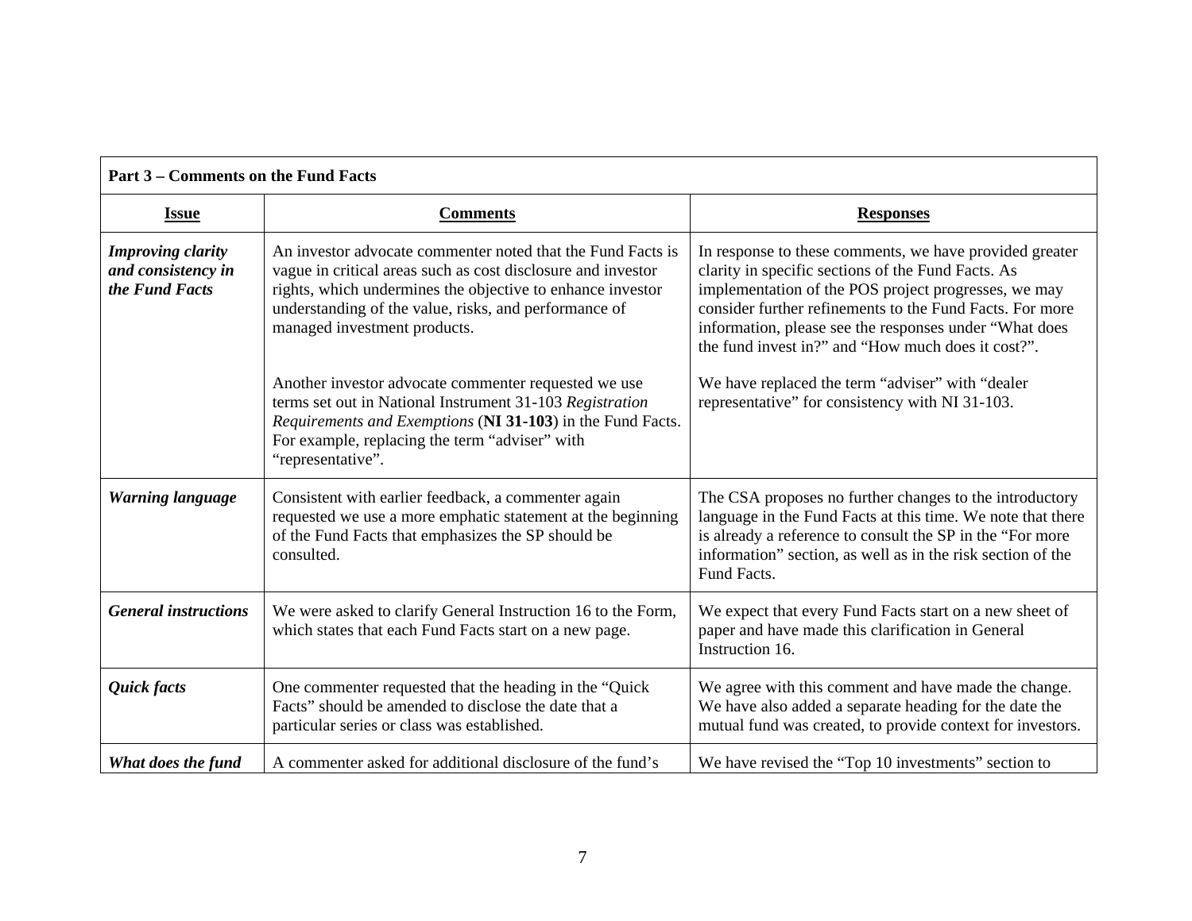| Part 3 – Comments on the Fund Facts | | |
|---|---|---|
| **Issue** | **Comments** | **Responses** |
| ***Improving clarity and consistency in the Fund Facts*** | An investor advocate commenter noted that the Fund Facts is vague in critical areas such as cost disclosure and investor rights, which undermines the objective to enhance investor understanding of the value, risks, and performance of managed investment products. | In response to these comments, we have provided greater clarity in specific sections of the Fund Facts. As implementation of the POS project progresses, we may consider further refinements to the Fund Facts. For more information, please see the responses under "What does the fund invest in?" and "How much does it cost?". |
| | Another investor advocate commenter requested we use terms set out in National Instrument 31-103 *Registration Requirements and Exemptions* (**NI 31-103**) in the Fund Facts. For example, replacing the term "adviser" with "representative". | We have replaced the term "adviser" with "dealer representative" for consistency with NI 31-103. |
| ***Warning language*** | Consistent with earlier feedback, a commenter again requested we use a more emphatic statement at the beginning of the Fund Facts that emphasizes the SP should be consulted. | The CSA proposes no further changes to the introductory language in the Fund Facts at this time. We note that there is already a reference to consult the SP in the "For more information" section, as well as in the risk section of the Fund Facts. |
| ***General instructions*** | We were asked to clarify General Instruction 16 to the Form, which states that each Fund Facts start on a new page. | We expect that every Fund Facts start on a new sheet of paper and have made this clarification in General Instruction 16. |
| ***Quick facts*** | One commenter requested that the heading in the "Quick Facts" should be amended to disclose the date that a particular series or class was established. | We agree with this comment and have made the change. We have also added a separate heading for the date the mutual fund was created, to provide context for investors. |
| ***What does the fund*** | A commenter asked for additional disclosure of the fund's | We have revised the "Top 10 investments" section to |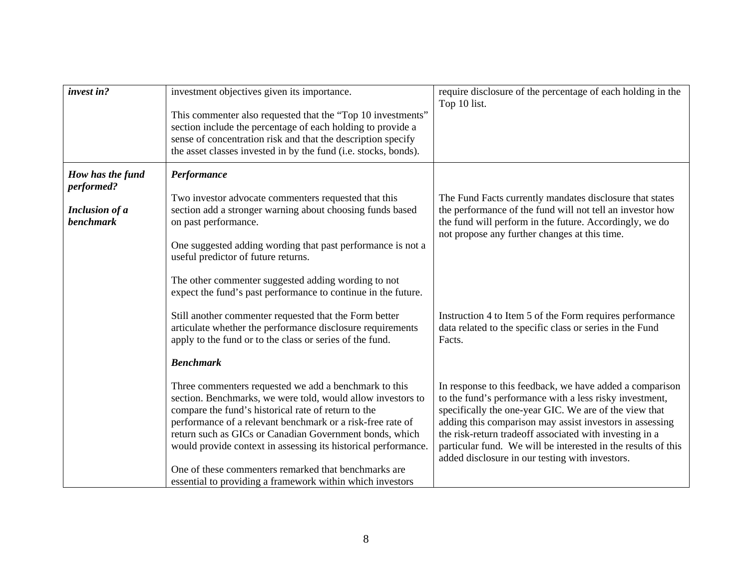| | | |
|---|---|---|
| ***invest in?*** | investment objectives given its importance.<br><br>This commenter also requested that the "Top 10 investments" section include the percentage of each holding to provide a sense of concentration risk and that the description specify the asset classes invested in by the fund (i.e. stocks, bonds). | require disclosure of the percentage of each holding in the Top 10 list. |
| ***How has the fund performed?***<br><br>***Inclusion of a benchmark*** | ***Performance***<br><br>Two investor advocate commenters requested that this section add a stronger warning about choosing funds based on past performance.<br><br>One suggested adding wording that past performance is not a useful predictor of future returns.<br><br>The other commenter suggested adding wording to not expect the fund's past performance to continue in the future. | The Fund Facts currently mandates disclosure that states the performance of the fund will not tell an investor how the fund will perform in the future. Accordingly, we do not propose any further changes at this time. |
| | Still another commenter requested that the Form better articulate whether the performance disclosure requirements apply to the fund or to the class or series of the fund. | Instruction 4 to Item 5 of the Form requires performance data related to the specific class or series in the Fund Facts. |
| | ***Benchmark***<br><br>Three commenters requested we add a benchmark to this section. Benchmarks, we were told, would allow investors to compare the fund's historical rate of return to the performance of a relevant benchmark or a risk-free rate of return such as GICs or Canadian Government bonds, which would provide context in assessing its historical performance.<br><br>One of these commenters remarked that benchmarks are essential to providing a framework within which investors | In response to this feedback, we have added a comparison to the fund's performance with a less risky investment, specifically the one-year GIC. We are of the view that adding this comparison may assist investors in assessing the risk-return tradeoff associated with investing in a particular fund. We will be interested in the results of this added disclosure in our testing with investors. |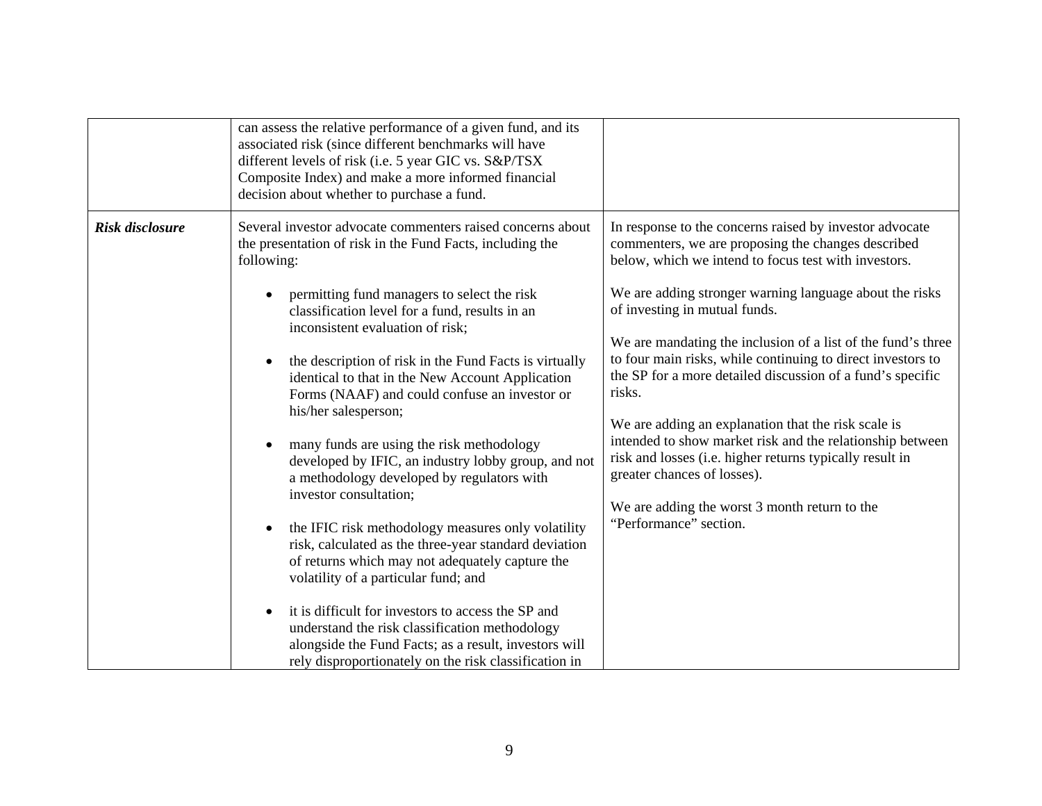| | | |
|---|---|---|
| | can assess the relative performance of a given fund, and its associated risk (since different benchmarks will have different levels of risk (i.e. 5 year GIC vs. S&P/TSX Composite Index) and make a more informed financial decision about whether to purchase a fund. | |
| ***Risk disclosure*** | Several investor advocate commenters raised concerns about the presentation of risk in the Fund Facts, including the following:<br><br>• permitting fund managers to select the risk classification level for a fund, results in an inconsistent evaluation of risk;<br><br>• the description of risk in the Fund Facts is virtually identical to that in the New Account Application Forms (NAAF) and could confuse an investor or his/her salesperson;<br><br>• many funds are using the risk methodology developed by IFIC, an industry lobby group, and not a methodology developed by regulators with investor consultation;<br><br>• the IFIC risk methodology measures only volatility risk, calculated as the three-year standard deviation of returns which may not adequately capture the volatility of a particular fund; and<br><br>• it is difficult for investors to access the SP and understand the risk classification methodology alongside the Fund Facts; as a result, investors will rely disproportionately on the risk classification in | In response to the concerns raised by investor advocate commenters, we are proposing the changes described below, which we intend to focus test with investors.<br><br>We are adding stronger warning language about the risks of investing in mutual funds.<br><br>We are mandating the inclusion of a list of the fund's three to four main risks, while continuing to direct investors to the SP for a more detailed discussion of a fund's specific risks.<br><br>We are adding an explanation that the risk scale is intended to show market risk and the relationship between risk and losses (i.e. higher returns typically result in greater chances of losses).<br><br>We are adding the worst 3 month return to the "Performance" section. |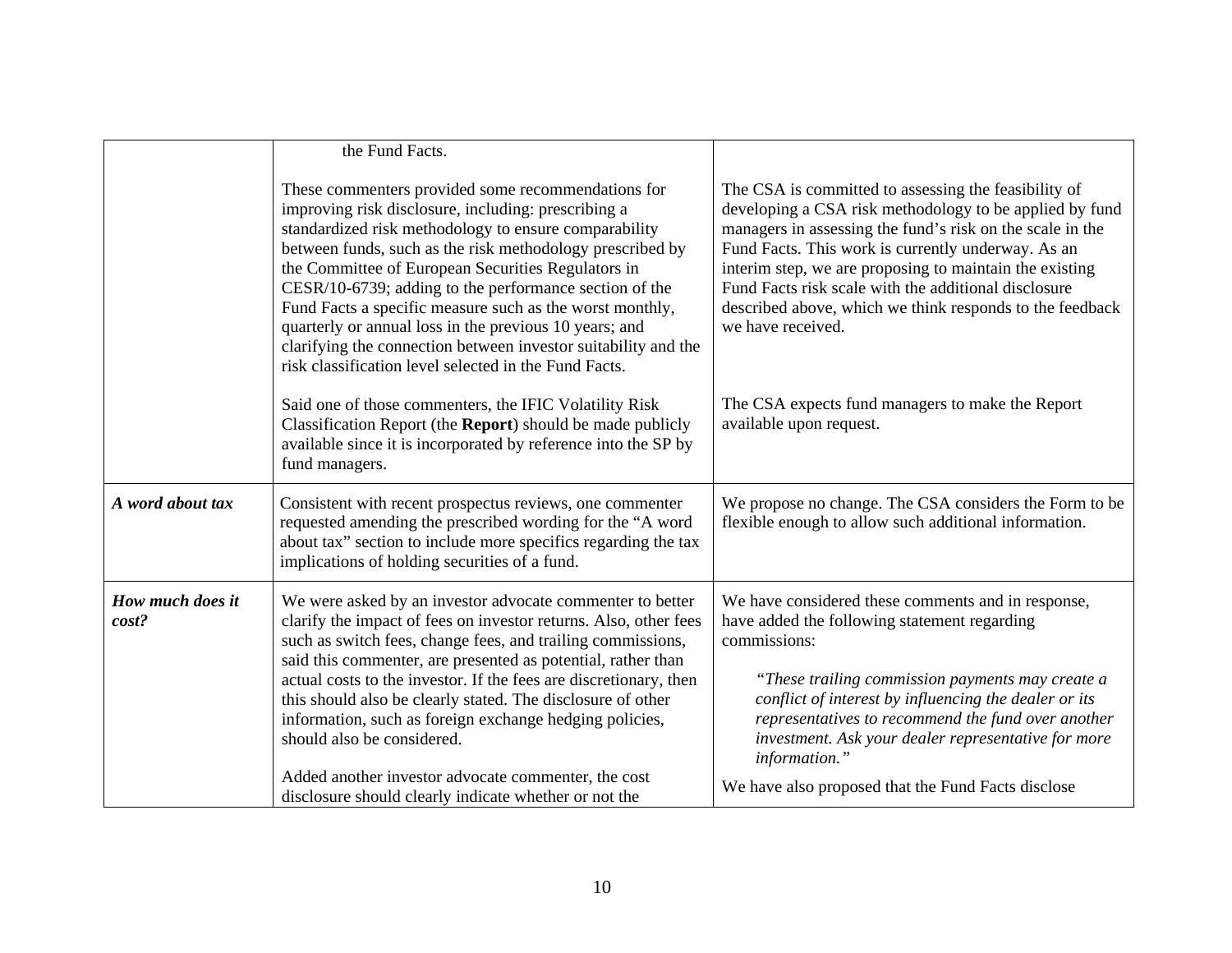| | | |
|---|---|---|
| | the Fund Facts.<br><br>These commenters provided some recommendations for improving risk disclosure, including: prescribing a standardized risk methodology to ensure comparability between funds, such as the risk methodology prescribed by the Committee of European Securities Regulators in CESR/10-6739; adding to the performance section of the Fund Facts a specific measure such as the worst monthly, quarterly or annual loss in the previous 10 years; and clarifying the connection between investor suitability and the risk classification level selected in the Fund Facts.<br><br>Said one of those commenters, the IFIC Volatility Risk Classification Report (the **Report**) should be made publicly available since it is incorporated by reference into the SP by fund managers. | The CSA is committed to assessing the feasibility of developing a CSA risk methodology to be applied by fund managers in assessing the fund's risk on the scale in the Fund Facts. This work is currently underway. As an interim step, we are proposing to maintain the existing Fund Facts risk scale with the additional disclosure described above, which we think responds to the feedback we have received.<br><br>The CSA expects fund managers to make the Report available upon request. |
| ***A word about tax*** | Consistent with recent prospectus reviews, one commenter requested amending the prescribed wording for the "A word about tax" section to include more specifics regarding the tax implications of holding securities of a fund. | We propose no change. The CSA considers the Form to be flexible enough to allow such additional information. |
| ***How much does it cost?*** | We were asked by an investor advocate commenter to better clarify the impact of fees on investor returns. Also, other fees such as switch fees, change fees, and trailing commissions, said this commenter, are presented as potential, rather than actual costs to the investor. If the fees are discretionary, then this should also be clearly stated. The disclosure of other information, such as foreign exchange hedging policies, should also be considered.<br><br>Added another investor advocate commenter, the cost disclosure should clearly indicate whether or not the | We have considered these comments and in response, have added the following statement regarding commissions:<br><br>*"These trailing commission payments may create a conflict of interest by influencing the dealer or its representatives to recommend the fund over another investment. Ask your dealer representative for more information."*<br><br>We have also proposed that the Fund Facts disclose |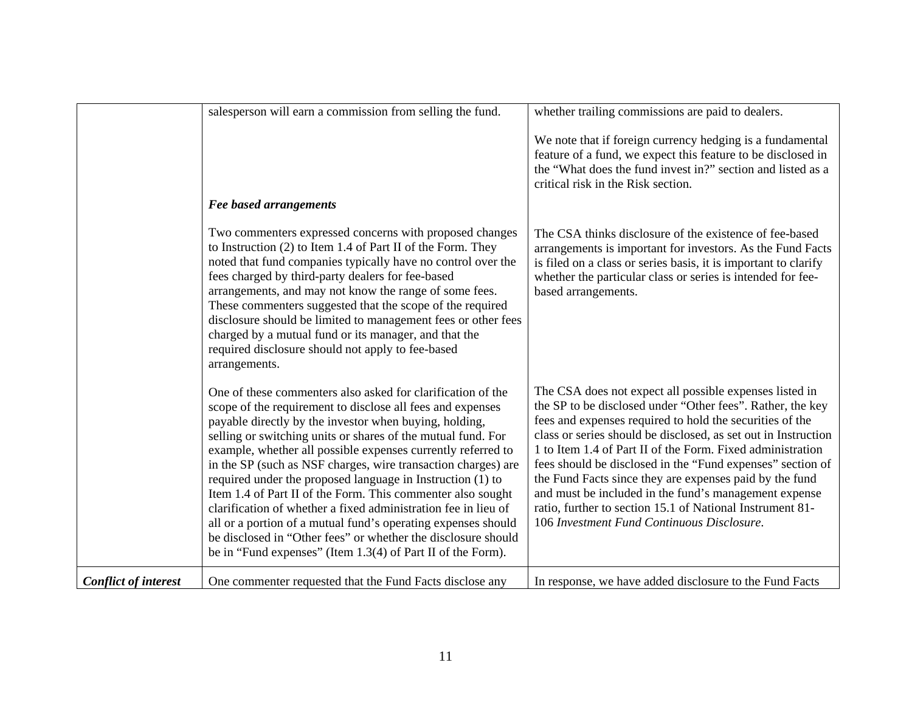| | | |
|---|---|---|
| | salesperson will earn a commission from selling the fund. | whether trailing commissions are paid to dealers.<br><br>We note that if foreign currency hedging is a fundamental feature of a fund, we expect this feature to be disclosed in the "What does the fund invest in?" section and listed as a critical risk in the Risk section. |
| | ***Fee based arrangements***<br><br>Two commenters expressed concerns with proposed changes to Instruction (2) to Item 1.4 of Part II of the Form. They noted that fund companies typically have no control over the fees charged by third-party dealers for fee-based arrangements, and may not know the range of some fees. These commenters suggested that the scope of the required disclosure should be limited to management fees or other fees charged by a mutual fund or its manager, and that the required disclosure should not apply to fee-based arrangements. | The CSA thinks disclosure of the existence of fee-based arrangements is important for investors. As the Fund Facts is filed on a class or series basis, it is important to clarify whether the particular class or series is intended for fee-based arrangements. |
| | One of these commenters also asked for clarification of the scope of the requirement to disclose all fees and expenses payable directly by the investor when buying, holding, selling or switching units or shares of the mutual fund. For example, whether all possible expenses currently referred to in the SP (such as NSF charges, wire transaction charges) are required under the proposed language in Instruction (1) to Item 1.4 of Part II of the Form. This commenter also sought clarification of whether a fixed administration fee in lieu of all or a portion of a mutual fund's operating expenses should be disclosed in "Other fees" or whether the disclosure should be in "Fund expenses" (Item 1.3(4) of Part II of the Form). | The CSA does not expect all possible expenses listed in the SP to be disclosed under "Other fees". Rather, the key fees and expenses required to hold the securities of the class or series should be disclosed, as set out in Instruction 1 to Item 1.4 of Part II of the Form. Fixed administration fees should be disclosed in the "Fund expenses" section of the Fund Facts since they are expenses paid by the fund and must be included in the fund's management expense ratio, further to section 15.1 of National Instrument 81-106 *Investment Fund Continuous Disclosure*. |
| ***Conflict of interest*** | One commenter requested that the Fund Facts disclose any | In response, we have added disclosure to the Fund Facts |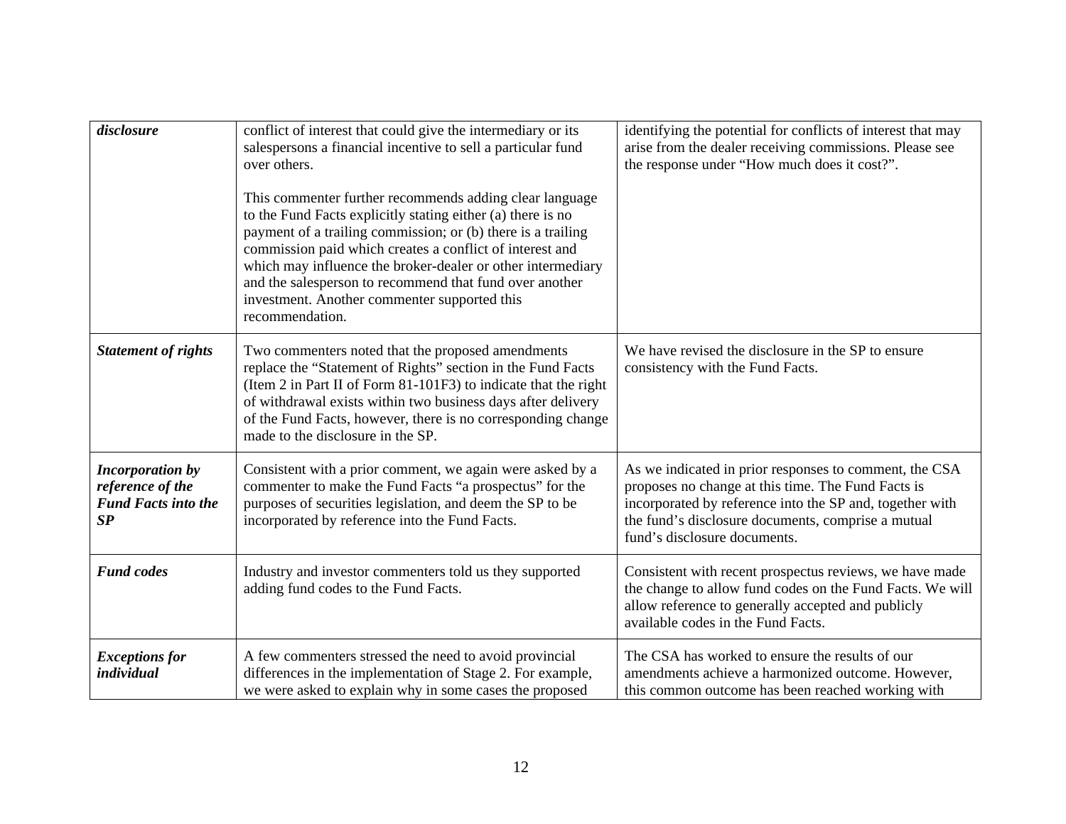| | | |
|---|---|---|
| ***disclosure*** | conflict of interest that could give the intermediary or its salespersons a financial incentive to sell a particular fund over others.<br><br>This commenter further recommends adding clear language to the Fund Facts explicitly stating either (a) there is no payment of a trailing commission; or (b) there is a trailing commission paid which creates a conflict of interest and which may influence the broker-dealer or other intermediary and the salesperson to recommend that fund over another investment. Another commenter supported this recommendation. | identifying the potential for conflicts of interest that may arise from the dealer receiving commissions. Please see the response under "How much does it cost?". |
| ***Statement of rights*** | Two commenters noted that the proposed amendments replace the "Statement of Rights" section in the Fund Facts (Item 2 in Part II of Form 81-101F3) to indicate that the right of withdrawal exists within two business days after delivery of the Fund Facts, however, there is no corresponding change made to the disclosure in the SP. | We have revised the disclosure in the SP to ensure consistency with the Fund Facts. |
| ***Incorporation by reference of the Fund Facts into the SP*** | Consistent with a prior comment, we again were asked by a commenter to make the Fund Facts "a prospectus" for the purposes of securities legislation, and deem the SP to be incorporated by reference into the Fund Facts. | As we indicated in prior responses to comment, the CSA proposes no change at this time. The Fund Facts is incorporated by reference into the SP and, together with the fund's disclosure documents, comprise a mutual fund's disclosure documents. |
| ***Fund codes*** | Industry and investor commenters told us they supported adding fund codes to the Fund Facts. | Consistent with recent prospectus reviews, we have made the change to allow fund codes on the Fund Facts. We will allow reference to generally accepted and publicly available codes in the Fund Facts. |
| ***Exceptions for individual*** | A few commenters stressed the need to avoid provincial differences in the implementation of Stage 2. For example, we were asked to explain why in some cases the proposed | The CSA has worked to ensure the results of our amendments achieve a harmonized outcome. However, this common outcome has been reached working with |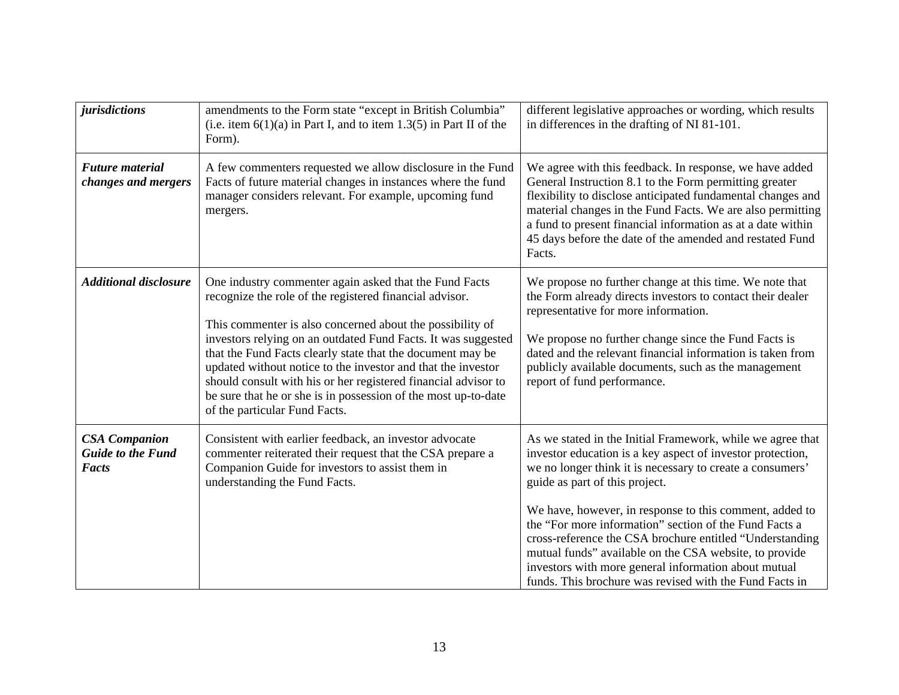| | | |
|---|---|---|
| ***jurisdictions*** | amendments to the Form state "except in British Columbia" (i.e. item 6(1)(a) in Part I, and to item 1.3(5) in Part II of the Form). | different legislative approaches or wording, which results in differences in the drafting of NI 81-101. |
| ***Future material changes and mergers*** | A few commenters requested we allow disclosure in the Fund Facts of future material changes in instances where the fund manager considers relevant. For example, upcoming fund mergers. | We agree with this feedback. In response, we have added General Instruction 8.1 to the Form permitting greater flexibility to disclose anticipated fundamental changes and material changes in the Fund Facts. We are also permitting a fund to present financial information as at a date within 45 days before the date of the amended and restated Fund Facts. |
| ***Additional disclosure*** | One industry commenter again asked that the Fund Facts recognize the role of the registered financial advisor.<br><br>This commenter is also concerned about the possibility of investors relying on an outdated Fund Facts. It was suggested that the Fund Facts clearly state that the document may be updated without notice to the investor and that the investor should consult with his or her registered financial advisor to be sure that he or she is in possession of the most up-to-date of the particular Fund Facts. | We propose no further change at this time. We note that the Form already directs investors to contact their dealer representative for more information.<br><br>We propose no further change since the Fund Facts is dated and the relevant financial information is taken from publicly available documents, such as the management report of fund performance. |
| ***CSA Companion Guide to the Fund Facts*** | Consistent with earlier feedback, an investor advocate commenter reiterated their request that the CSA prepare a Companion Guide for investors to assist them in understanding the Fund Facts. | As we stated in the Initial Framework, while we agree that investor education is a key aspect of investor protection, we no longer think it is necessary to create a consumers' guide as part of this project.<br><br>We have, however, in response to this comment, added to the "For more information" section of the Fund Facts a cross-reference the CSA brochure entitled "Understanding mutual funds" available on the CSA website, to provide investors with more general information about mutual funds. This brochure was revised with the Fund Facts in |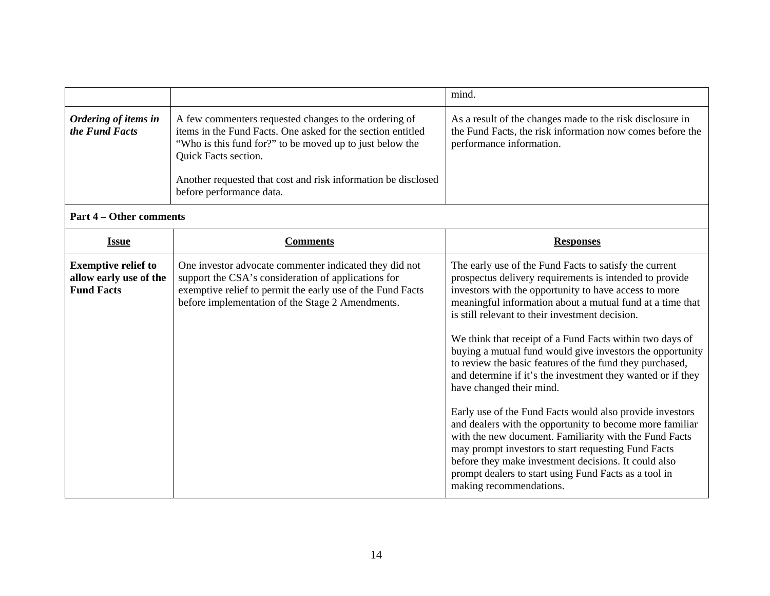| | | |
|---|---|---|
| | | mind. |
| ***Ordering of items in the Fund Facts*** | A few commenters requested changes to the ordering of items in the Fund Facts. One asked for the section entitled "Who is this fund for?" to be moved up to just below the Quick Facts section.<br><br>Another requested that cost and risk information be disclosed before performance data. | As a result of the changes made to the risk disclosure in the Fund Facts, the risk information now comes before the performance information. |

**Part 4 – Other comments**

| **Issue** | **Comments** | **Responses** |
|---|---|---|
| **Exemptive relief to allow early use of the Fund Facts** | One investor advocate commenter indicated they did not support the CSA's consideration of applications for exemptive relief to permit the early use of the Fund Facts before implementation of the Stage 2 Amendments. | The early use of the Fund Facts to satisfy the current prospectus delivery requirements is intended to provide investors with the opportunity to have access to more meaningful information about a mutual fund at a time that is still relevant to their investment decision.<br><br>We think that receipt of a Fund Facts within two days of buying a mutual fund would give investors the opportunity to review the basic features of the fund they purchased, and determine if it's the investment they wanted or if they have changed their mind.<br><br>Early use of the Fund Facts would also provide investors and dealers with the opportunity to become more familiar with the new document. Familiarity with the Fund Facts may prompt investors to start requesting Fund Facts before they make investment decisions. It could also prompt dealers to start using Fund Facts as a tool in making recommendations. |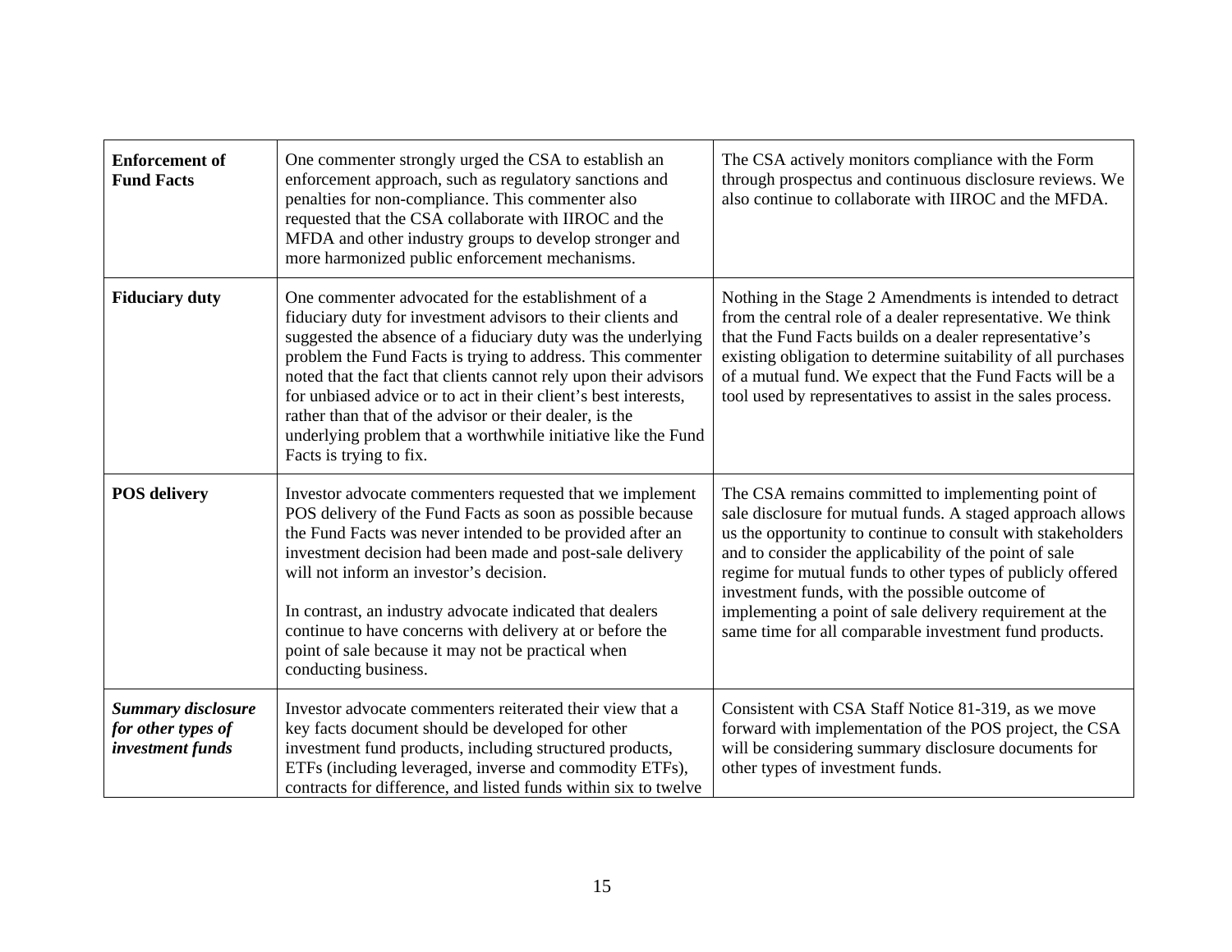| | | |
|---|---|---|
| **Enforcement of Fund Facts** | One commenter strongly urged the CSA to establish an enforcement approach, such as regulatory sanctions and penalties for non-compliance. This commenter also requested that the CSA collaborate with IIROC and the MFDA and other industry groups to develop stronger and more harmonized public enforcement mechanisms. | The CSA actively monitors compliance with the Form through prospectus and continuous disclosure reviews. We also continue to collaborate with IIROC and the MFDA. |
| **Fiduciary duty** | One commenter advocated for the establishment of a fiduciary duty for investment advisors to their clients and suggested the absence of a fiduciary duty was the underlying problem the Fund Facts is trying to address. This commenter noted that the fact that clients cannot rely upon their advisors for unbiased advice or to act in their client's best interests, rather than that of the advisor or their dealer, is the underlying problem that a worthwhile initiative like the Fund Facts is trying to fix. | Nothing in the Stage 2 Amendments is intended to detract from the central role of a dealer representative. We think that the Fund Facts builds on a dealer representative's existing obligation to determine suitability of all purchases of a mutual fund. We expect that the Fund Facts will be a tool used by representatives to assist in the sales process. |
| **POS delivery** | Investor advocate commenters requested that we implement POS delivery of the Fund Facts as soon as possible because the Fund Facts was never intended to be provided after an investment decision had been made and post-sale delivery will not inform an investor's decision.<br><br>In contrast, an industry advocate indicated that dealers continue to have concerns with delivery at or before the point of sale because it may not be practical when conducting business. | The CSA remains committed to implementing point of sale disclosure for mutual funds. A staged approach allows us the opportunity to continue to consult with stakeholders and to consider the applicability of the point of sale regime for mutual funds to other types of publicly offered investment funds, with the possible outcome of implementing a point of sale delivery requirement at the same time for all comparable investment fund products. |
| ***Summary disclosure for other types of investment funds*** | Investor advocate commenters reiterated their view that a key facts document should be developed for other investment fund products, including structured products, ETFs (including leveraged, inverse and commodity ETFs), contracts for difference, and listed funds within six to twelve | Consistent with CSA Staff Notice 81-319, as we move forward with implementation of the POS project, the CSA will be considering summary disclosure documents for other types of investment funds. |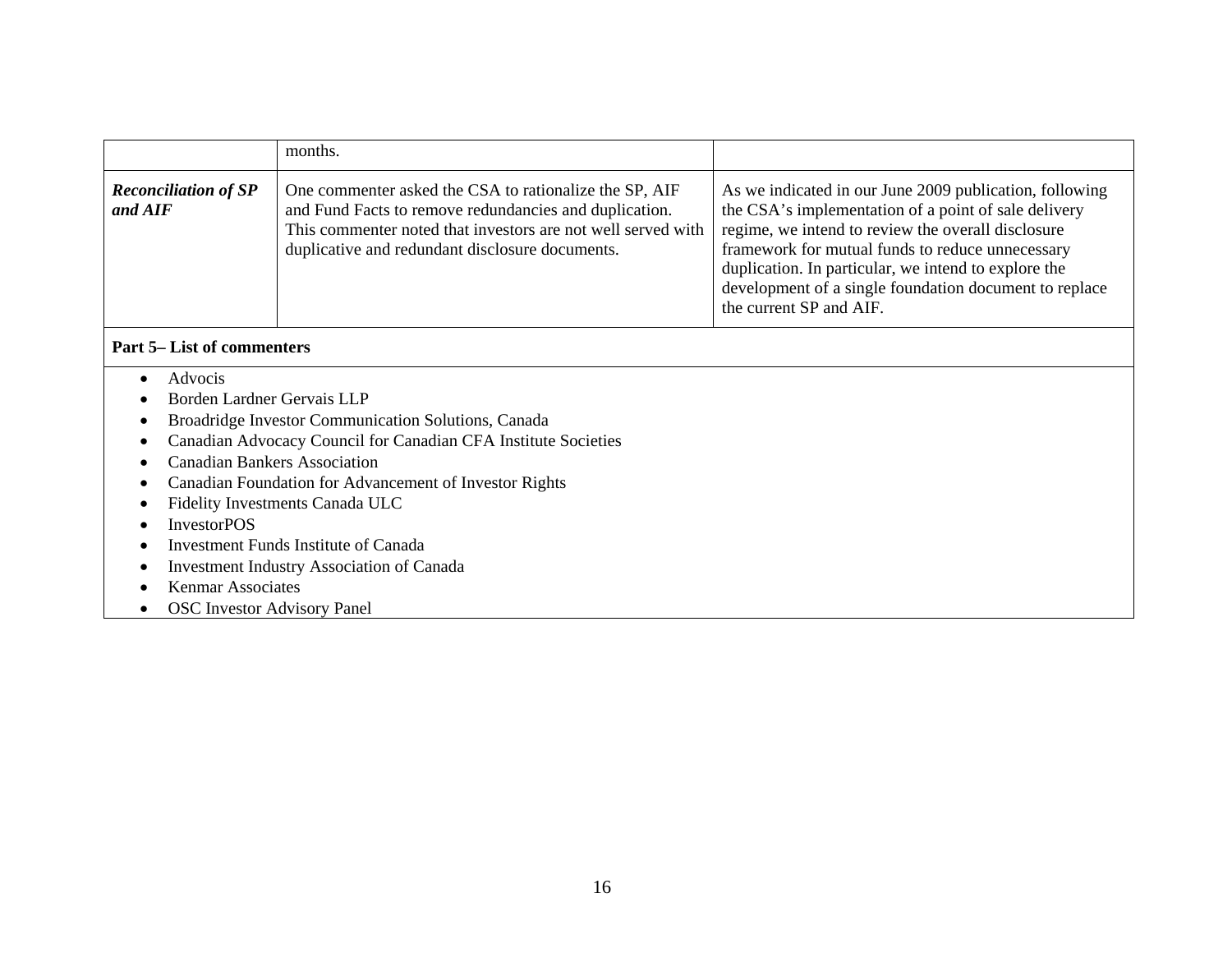| | | |
|---|---|---|
| | months. | |
| ***Reconciliation of SP and AIF*** | One commenter asked the CSA to rationalize the SP, AIF and Fund Facts to remove redundancies and duplication. This commenter noted that investors are not well served with duplicative and redundant disclosure documents. | As we indicated in our June 2009 publication, following the CSA's implementation of a point of sale delivery regime, we intend to review the overall disclosure framework for mutual funds to reduce unnecessary duplication. In particular, we intend to explore the development of a single foundation document to replace the current SP and AIF. |

**Part 5– List of commenters**

- Advocis
- Borden Lardner Gervais LLP
- Broadridge Investor Communication Solutions, Canada
- Canadian Advocacy Council for Canadian CFA Institute Societies
- Canadian Bankers Association
- Canadian Foundation for Advancement of Investor Rights
- Fidelity Investments Canada ULC
- InvestorPOS
- Investment Funds Institute of Canada
- Investment Industry Association of Canada
- Kenmar Associates
- OSC Investor Advisory Panel